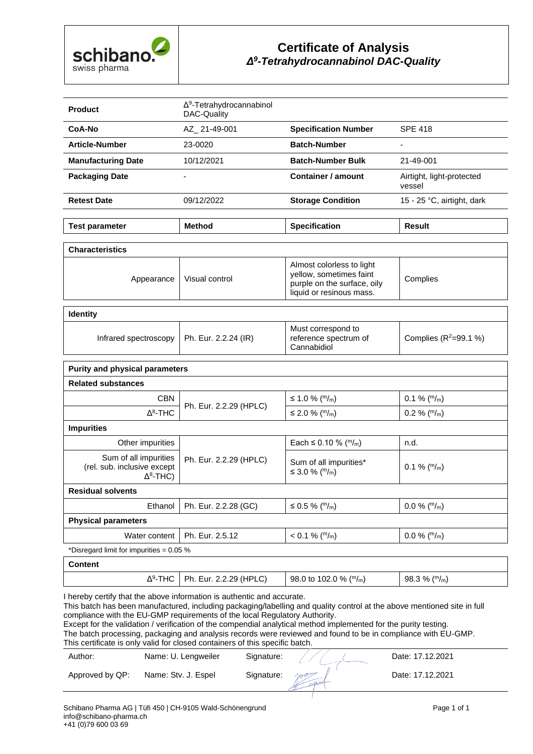schibano. swiss pharma

# Certificate of Analysis
## *Δ⁹-Tetrahydrocannabinol DAC-Quality*

| **Product** | $\Delta^9$-Tetrahydrocannabinol DAC-Quality | | |
|---|---|---|---|
| **CoA-No** | AZ_ 21-49-001 | **Specification Number** | SPE 418 |
| **Article-Number** | 23-0020 | **Batch-Number** | - |
| **Manufacturing Date** | 10/12/2021 | **Batch-Number Bulk** | 21-49-001 |
| **Packaging Date** | - | **Container / amount** | Airtight, light-protected vessel |
| **Retest Date** | 09/12/2022 | **Storage Condition** | 15 - 25 °C, airtight, dark |

| **Test parameter** | **Method** | **Specification** | **Result** |
|---|---|---|---|
| **Characteristics** | | | |
| Appearance | Visual control | Almost colorless to light yellow, sometimes faint purple on the surface, oily liquid or resinous mass. | Complies |
| **Identity** | | | |
| Infrared spectroscopy | Ph. Eur. 2.2.24 (IR) | Must correspond to reference spectrum of Cannabidiol | Complies ($R^2$=99.1 %) |
| **Purity and physical parameters** | | | |
| **Related substances** | | | |
| CBN | Ph. Eur. 2.2.29 (HPLC) | ≤ 1.0 % ($^m/_m$) | 0.1 % ($^m/_m$) |
| $\Delta^8$-THC | | ≤ 2.0 % ($^m/_m$) | 0.2 % ($^m/_m$) |
| **Impurities** | | | |
| Other impurities | Ph. Eur. 2.2.29 (HPLC) | Each ≤ 0.10 % ($^m/_m$) | n.d. |
| Sum of all impurities (rel. sub. inclusive except $\Delta^8$-THC) | | Sum of all impurities* ≤ 3.0 % ($^m/_m$) | 0.1 % ($^m/_m$) |
| **Residual solvents** | | | |
| Ethanol | Ph. Eur. 2.2.28 (GC) | ≤ 0.5 % ($^m/_m$) | 0.0 % ($^m/_m$) |
| **Physical parameters** | | | |
| Water content | Ph. Eur. 2.5.12 | < 0.1 % ($^m/_m$) | 0.0 % ($^m/_m$) |

*Disregard limit for impurities = 0.05 %

| **Content** | | | |
|---|---|---|---|
| $\Delta^9$-THC | Ph. Eur. 2.2.29 (HPLC) | 98.0 to 102.0 % ($^m/_m$) | 98.3 % ($^m/_m$) |

I hereby certify that the above information is authentic and accurate.
This batch has been manufactured, including packaging/labelling and quality control at the above mentioned site in full compliance with the EU-GMP requirements of the local Regulatory Authority.
Except for the validation / verification of the compendial analytical method implemented for the purity testing.
The batch processing, packaging and analysis records were reviewed and found to be in compliance with EU-GMP.
This certificate is only valid for closed containers of this specific batch.

| | | | |
|---|---|---|---|
| Author: | Name: U. Lengweiler | Signature: | Date: 17.12.2021 |
| Approved by QP: | Name: Stv. J. Espel | Signature: | Date: 17.12.2021 |

Schibano Pharma AG | Tüfi 450 | CH-9105 Wald-Schönengrund
info@schibano-pharma.ch
+41 (0)79 600 03 69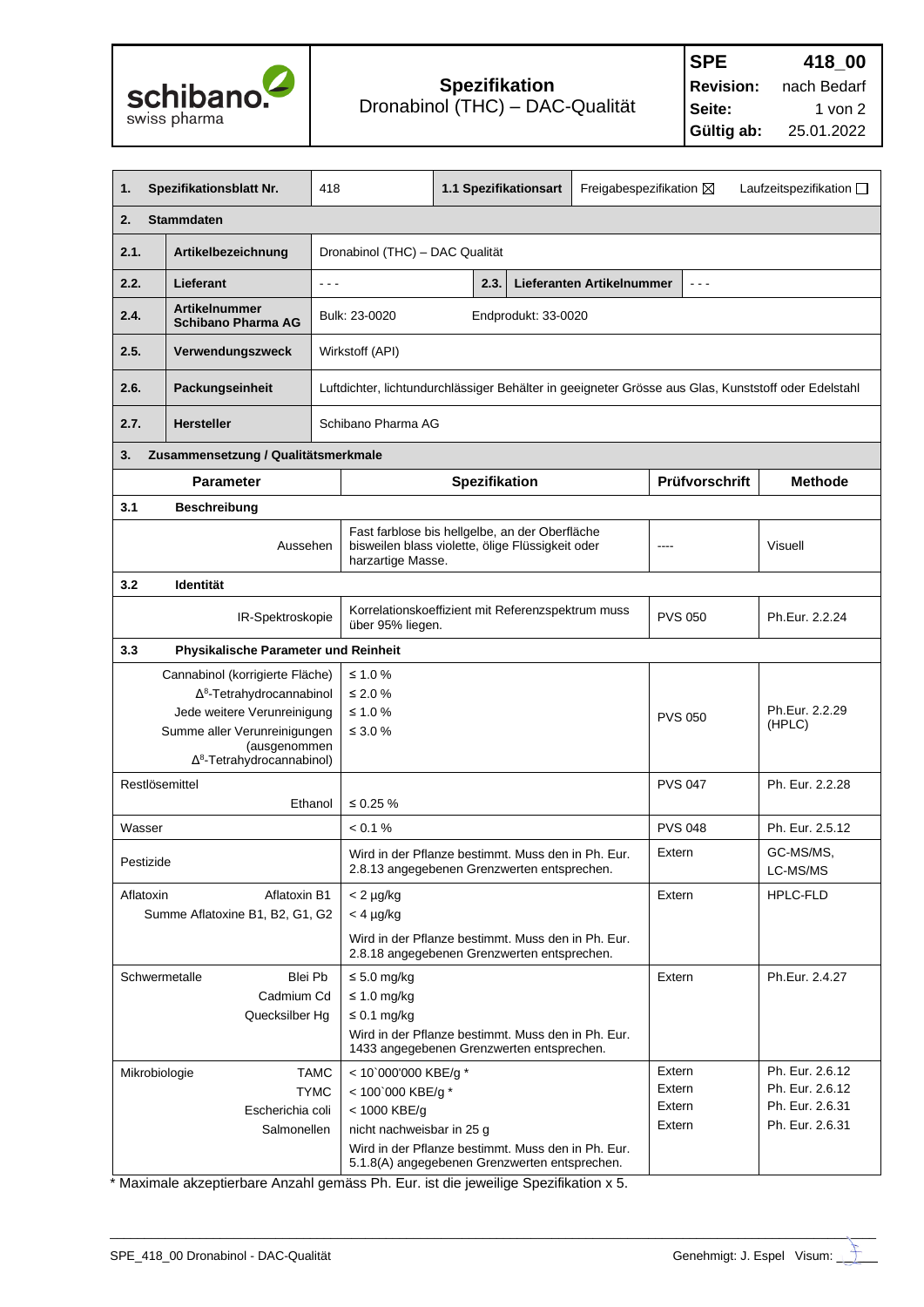**schibano.** swiss pharma

**Spezifikation**
Dronabinol (THC) – DAC-Qualität

| **SPE** | **418_00** |
|---|---|
| **Revision:** | nach Bedarf |
| **Gültig ab:** | 25.01.2022 |

| **1.** | **Spezifikationsblatt Nr.** | 418 | **1.1 Spezifikationsart** | Freigabespezifikation ☒ | Laufzeitspezifikation ☐ |
|---|---|---|---|---|---|
| **2.** | **Stammdaten** | | | | |
| **2.1.** | **Artikelbezeichnung** | Dronabinol (THC) – DAC Qualität | | | |
| **2.2.** | **Lieferant** | - - - | **2.3. Lieferanten Artikelnummer** | - - - | |
| **2.4.** | **Artikelnummer Schibano Pharma AG** | Bulk: 23-0020 | Endprodukt: 33-0020 | | |
| **2.5.** | **Verwendungszweck** | Wirkstoff (API) | | | |
| **2.6.** | **Packungseinheit** | Luftdichter, lichtundurchlässiger Behälter in geeigneter Grösse aus Glas, Kunststoff oder Edelstahl | | | |
| **2.7.** | **Hersteller** | Schibano Pharma AG | | | |

**3. Zusammensetzung / Qualitätsmerkmale**

| **Parameter** | **Spezifikation** | **Prüfvorschrift** | **Methode** |
|---|---|---|---|
| **3.1 Beschreibung** | | | |
| Aussehen | Fast farblose bis hellgelbe, an der Oberfläche bisweilen blass violette, ölige Flüssigkeit oder harzartige Masse. | ---- | Visuell |
| **3.2 Identität** | | | |
| IR-Spektroskopie | Korrelationskoeffizient mit Referenzspektrum muss über 95% liegen. | PVS 050 | Ph.Eur. 2.2.24 |
| **3.3 Physikalische Parameter und Reinheit** | | | |
| Cannabinol (korrigierte Fläche)<br>$\Delta^8$-Tetrahydrocannabinol<br>Jede weitere Verunreinigung<br>Summe aller Verunreinigungen (ausgenommen $\Delta^8$-Tetrahydrocannabinol) | ≤ 1.0 %<br>≤ 2.0 %<br>≤ 1.0 %<br>≤ 3.0 % | PVS 050 | Ph.Eur. 2.2.29 (HPLC) |
| Restlösemittel<br>Ethanol | ≤ 0.25 % | PVS 047 | Ph. Eur. 2.2.28 |
| Wasser | < 0.1 % | PVS 048 | Ph. Eur. 2.5.12 |
| Pestizide | Wird in der Pflanze bestimmt. Muss den in Ph. Eur. 2.8.13 angegebenen Grenzwerten entsprechen. | Extern | GC-MS/MS, LC-MS/MS |
| Aflatoxin: Aflatoxin B1<br>Summe Aflatoxine B1, B2, G1, G2 | < 2 µg/kg<br>< 4 µg/kg<br>Wird in der Pflanze bestimmt. Muss den in Ph. Eur. 2.8.18 angegebenen Grenzwerten entsprechen. | Extern | HPLC-FLD |
| Schwermetalle: Blei Pb<br>Cadmium Cd<br>Quecksilber Hg | ≤ 5.0 mg/kg<br>≤ 1.0 mg/kg<br>≤ 0.1 mg/kg<br>Wird in der Pflanze bestimmt. Muss den in Ph. Eur. 1433 angegebenen Grenzwerten entsprechen. | Extern | Ph.Eur. 2.4.27 |
| Mikrobiologie: TAMC<br>TYMC<br>Escherichia coli<br>Salmonellen | < 10`000'000 KBE/g *<br>< 100`000 KBE/g *<br>< 1000 KBE/g<br>nicht nachweisbar in 25 g<br>Wird in der Pflanze bestimmt. Muss den in Ph. Eur. 5.1.8(A) angegebenen Grenzwerten entsprechen. | Extern<br>Extern<br>Extern<br>Extern | Ph. Eur. 2.6.12<br>Ph. Eur. 2.6.12<br>Ph. Eur. 2.6.31<br>Ph. Eur. 2.6.31 |

* Maximale akzeptierbare Anzahl gemäss Ph. Eur. ist die jeweilige Spezifikation x 5.

SPE_418_00 Dronabinol - DAC-Qualität — Genehmigt: J. Espel Visum: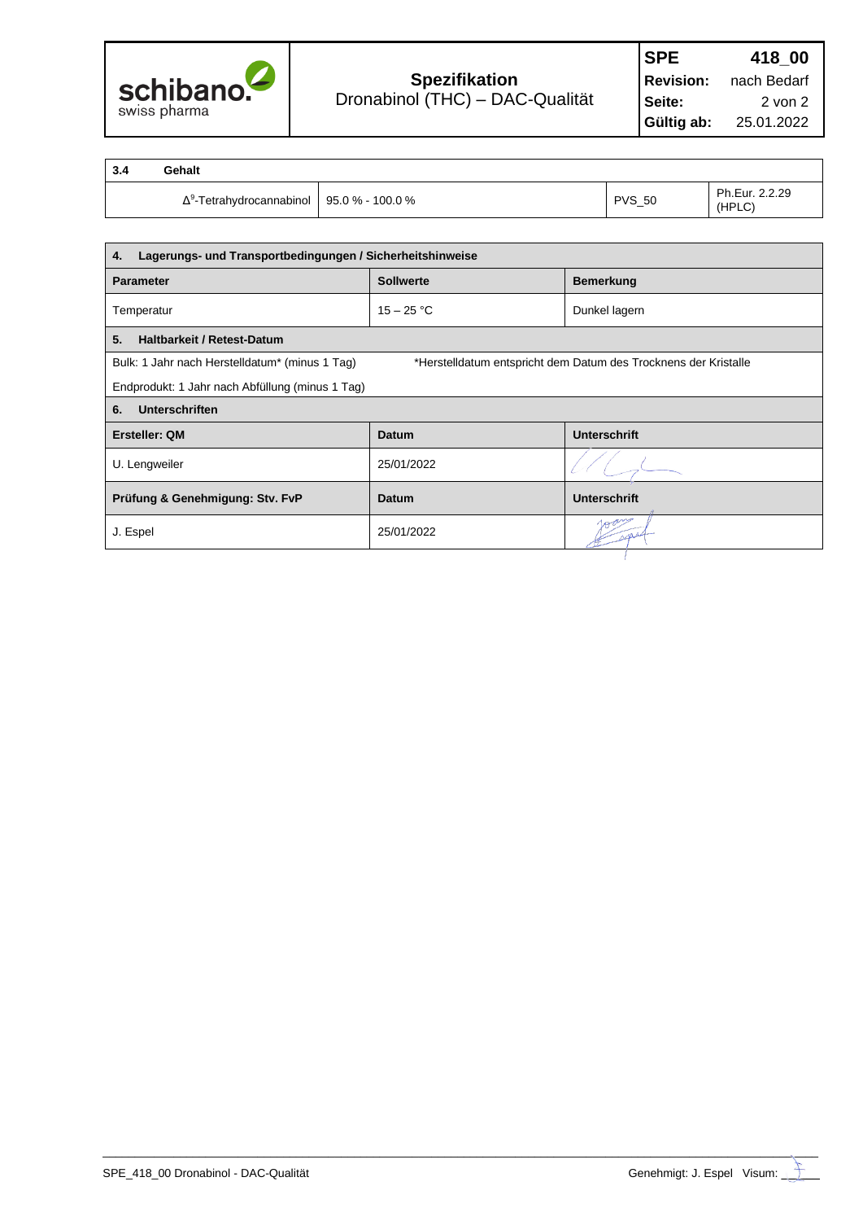| Spezifikation<br>Dronabinol (THC) – DAC-Qualität | SPE | 418_00 |
|---|---|---|
| | Revision: | nach Bedarf |
| | Seite: | 2 von 2 |
| | Gültig ab: | 25.01.2022 |

| 3.4 Gehalt | | | |
|---|---|---|---|
| $\Delta^9$-Tetrahydrocannabinol | 95.0 % - 100.0 % | PVS_50 | Ph.Eur. 2.2.29 (HPLC) |

| 4. Lagerungs- und Transportbedingungen / Sicherheitshinweise | | |
|---|---|---|
| **Parameter** | **Sollwerte** | **Bemerkung** |
| Temperatur | 15 – 25 °C | Dunkel lagern |
| **5. Haltbarkeit / Retest-Datum** | | |
| Bulk: 1 Jahr nach Herstelldatum* (minus 1 Tag) | *Herstelldatum entspricht dem Datum des Trocknens der Kristalle | |
| Endprodukt: 1 Jahr nach Abfüllung (minus 1 Tag) | | |
| **6. Unterschriften** | | |
| **Ersteller: QM** | **Datum** | **Unterschrift** |
| U. Lengweiler | 25/01/2022 | |
| **Prüfung & Genehmigung: Stv. FvP** | **Datum** | **Unterschrift** |
| J. Espel | 25/01/2022 | |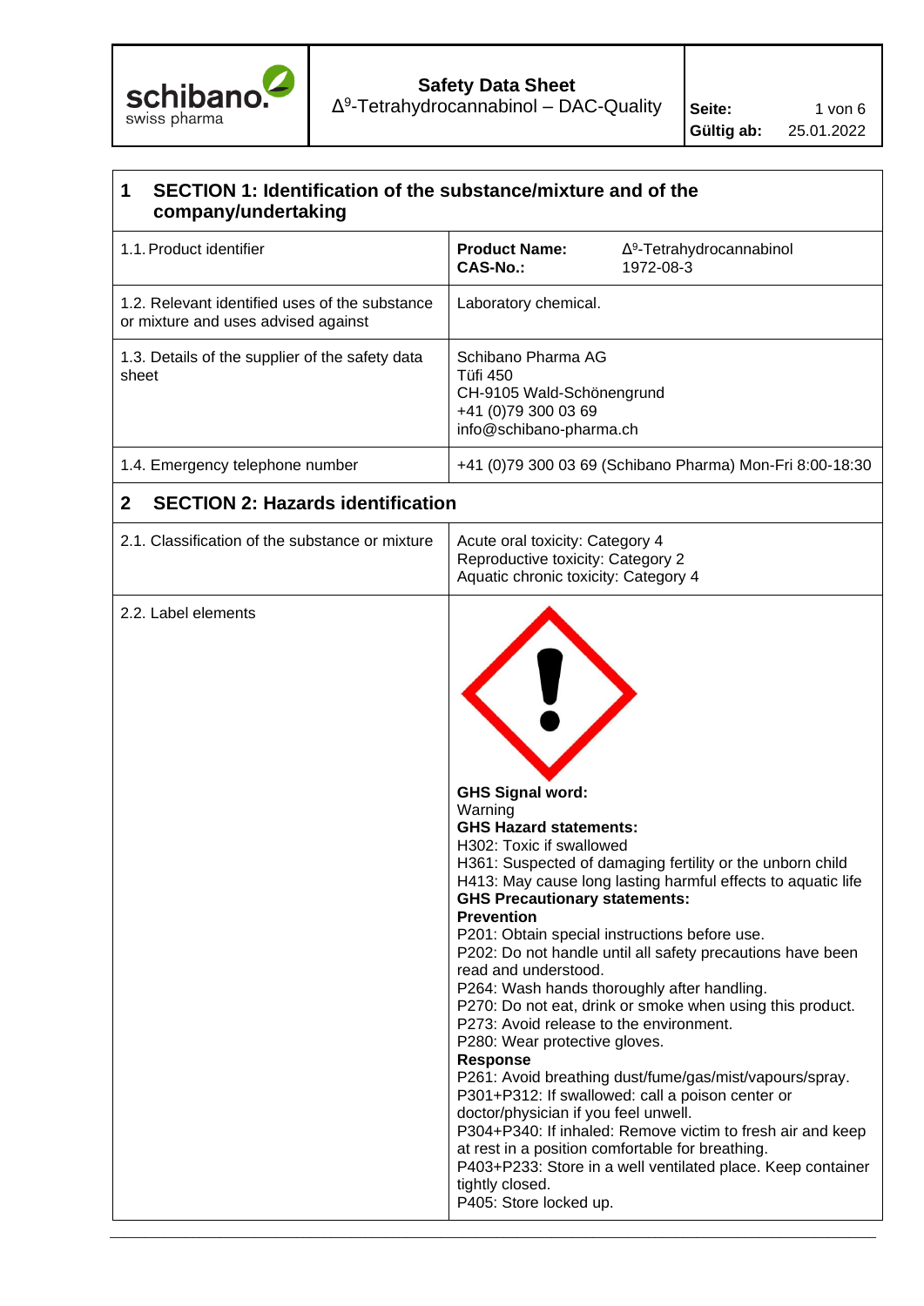# Safety Data Sheet
Δ⁹-Tetrahydrocannabinol – DAC-Quality

## 1 SECTION 1: Identification of the substance/mixture and of the company/undertaking

| | |
|---|---|
| 1.1. Product identifier | **Product Name:** Δ⁹-Tetrahydrocannabinol<br>**CAS-No.:** 1972-08-3 |
| 1.2. Relevant identified uses of the substance or mixture and uses advised against | Laboratory chemical. |
| 1.3. Details of the supplier of the safety data sheet | Schibano Pharma AG<br>Tüfi 450<br>CH-9105 Wald-Schönengrund<br>+41 (0)79 300 03 69<br>info@schibano-pharma.ch |
| 1.4. Emergency telephone number | +41 (0)79 300 03 69 (Schibano Pharma) Mon-Fri 8:00-18:30 |

## 2 SECTION 2: Hazards identification

| | |
|---|---|
| 2.1. Classification of the substance or mixture | Acute oral toxicity: Category 4<br>Reproductive toxicity: Category 2<br>Aquatic chronic toxicity: Category 4 |
| 2.2. Label elements | **GHS Signal word:**<br>Warning<br>**GHS Hazard statements:**<br>H302: Toxic if swallowed<br>H361: Suspected of damaging fertility or the unborn child<br>H413: May cause long lasting harmful effects to aquatic life<br>**GHS Precautionary statements:**<br>**Prevention**<br>P201: Obtain special instructions before use.<br>P202: Do not handle until all safety precautions have been read and understood.<br>P264: Wash hands thoroughly after handling.<br>P270: Do not eat, drink or smoke when using this product.<br>P273: Avoid release to the environment.<br>P280: Wear protective gloves.<br>**Response**<br>P261: Avoid breathing dust/fume/gas/mist/vapours/spray.<br>P301+P312: If swallowed: call a poison center or doctor/physician if you feel unwell.<br>P304+P340: If inhaled: Remove victim to fresh air and keep at rest in a position comfortable for breathing.<br>P403+P233: Store in a well ventilated place. Keep container tightly closed.<br>P405: Store locked up. |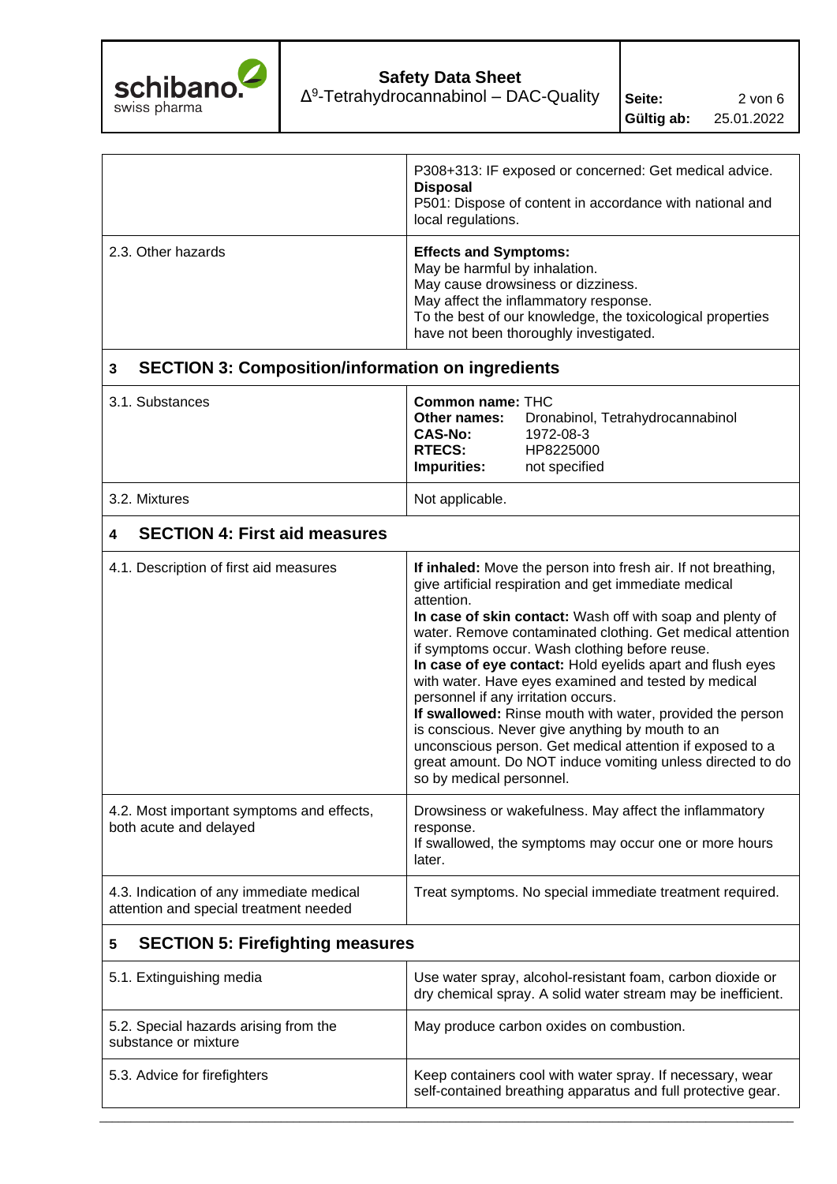| | |
|---|---|
| | P308+313: IF exposed or concerned: Get medical advice.<br>**Disposal**<br>P501: Dispose of content in accordance with national and local regulations. |
| 2.3. Other hazards | **Effects and Symptoms:**<br>May be harmful by inhalation.<br>May cause drowsiness or dizziness.<br>May affect the inflammatory response.<br>To the best of our knowledge, the toxicological properties have not been thoroughly investigated. |

## 3 SECTION 3: Composition/information on ingredients

| | |
|---|---|
| 3.1. Substances | **Common name:** THC<br>**Other names:** Dronabinol, Tetrahydrocannabinol<br>**CAS-No:** 1972-08-3<br>**RTECS:** HP8225000<br>**Impurities:** not specified |
| 3.2. Mixtures | Not applicable. |

## 4 SECTION 4: First aid measures

| | |
|---|---|
| 4.1. Description of first aid measures | **If inhaled:** Move the person into fresh air. If not breathing, give artificial respiration and get immediate medical attention.<br>**In case of skin contact:** Wash off with soap and plenty of water. Remove contaminated clothing. Get medical attention if symptoms occur. Wash clothing before reuse.<br>**In case of eye contact:** Hold eyelids apart and flush eyes with water. Have eyes examined and tested by medical personnel if any irritation occurs.<br>**If swallowed:** Rinse mouth with water, provided the person is conscious. Never give anything by mouth to an unconscious person. Get medical attention if exposed to a great amount. Do NOT induce vomiting unless directed to do so by medical personnel. |
| 4.2. Most important symptoms and effects, both acute and delayed | Drowsiness or wakefulness. May affect the inflammatory response.<br>If swallowed, the symptoms may occur one or more hours later. |
| 4.3. Indication of any immediate medical attention and special treatment needed | Treat symptoms. No special immediate treatment required. |

## 5 SECTION 5: Firefighting measures

| | |
|---|---|
| 5.1. Extinguishing media | Use water spray, alcohol-resistant foam, carbon dioxide or dry chemical spray. A solid water stream may be inefficient. |
| 5.2. Special hazards arising from the substance or mixture | May produce carbon oxides on combustion. |
| 5.3. Advice for firefighters | Keep containers cool with water spray. If necessary, wear self-contained breathing apparatus and full protective gear. |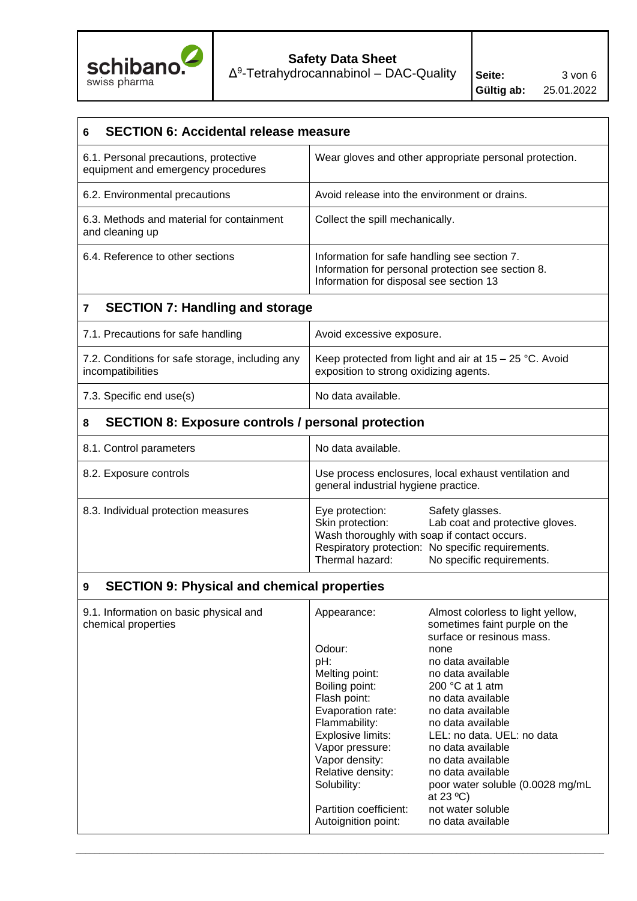## 6 SECTION 6: Accidental release measure

| | |
|---|---|
| 6.1. Personal precautions, protective equipment and emergency procedures | Wear gloves and other appropriate personal protection. |
| 6.2. Environmental precautions | Avoid release into the environment or drains. |
| 6.3. Methods and material for containment and cleaning up | Collect the spill mechanically. |
| 6.4. Reference to other sections | Information for safe handling see section 7.<br>Information for personal protection see section 8.<br>Information for disposal see section 13 |

## 7 SECTION 7: Handling and storage

| | |
|---|---|
| 7.1. Precautions for safe handling | Avoid excessive exposure. |
| 7.2. Conditions for safe storage, including any incompatibilities | Keep protected from light and air at 15 – 25 °C. Avoid exposition to strong oxidizing agents. |
| 7.3. Specific end use(s) | No data available. |

## 8 SECTION 8: Exposure controls / personal protection

| | |
|---|---|
| 8.1. Control parameters | No data available. |
| 8.2. Exposure controls | Use process enclosures, local exhaust ventilation and general industrial hygiene practice. |
| 8.3. Individual protection measures | Eye protection: Safety glasses.<br>Skin protection: Lab coat and protective gloves.<br>Wash thoroughly with soap if contact occurs.<br>Respiratory protection: No specific requirements.<br>Thermal hazard: No specific requirements. |

## 9 SECTION 9: Physical and chemical properties

| | |
|---|---|
| 9.1. Information on basic physical and chemical properties | Appearance: Almost colorless to light yellow, sometimes faint purple on the surface or resinous mass.<br>Odour: none<br>pH: no data available<br>Melting point: no data available<br>Boiling point: 200 °C at 1 atm<br>Flash point: no data available<br>Evaporation rate: no data available<br>Flammability: no data available<br>Explosive limits: LEL: no data. UEL: no data<br>Vapor pressure: no data available<br>Vapor density: no data available<br>Relative density: no data available<br>Solubility: poor water soluble (0.0028 mg/mL at 23 ºC)<br>Partition coefficient: not water soluble<br>Autoignition point: no data available |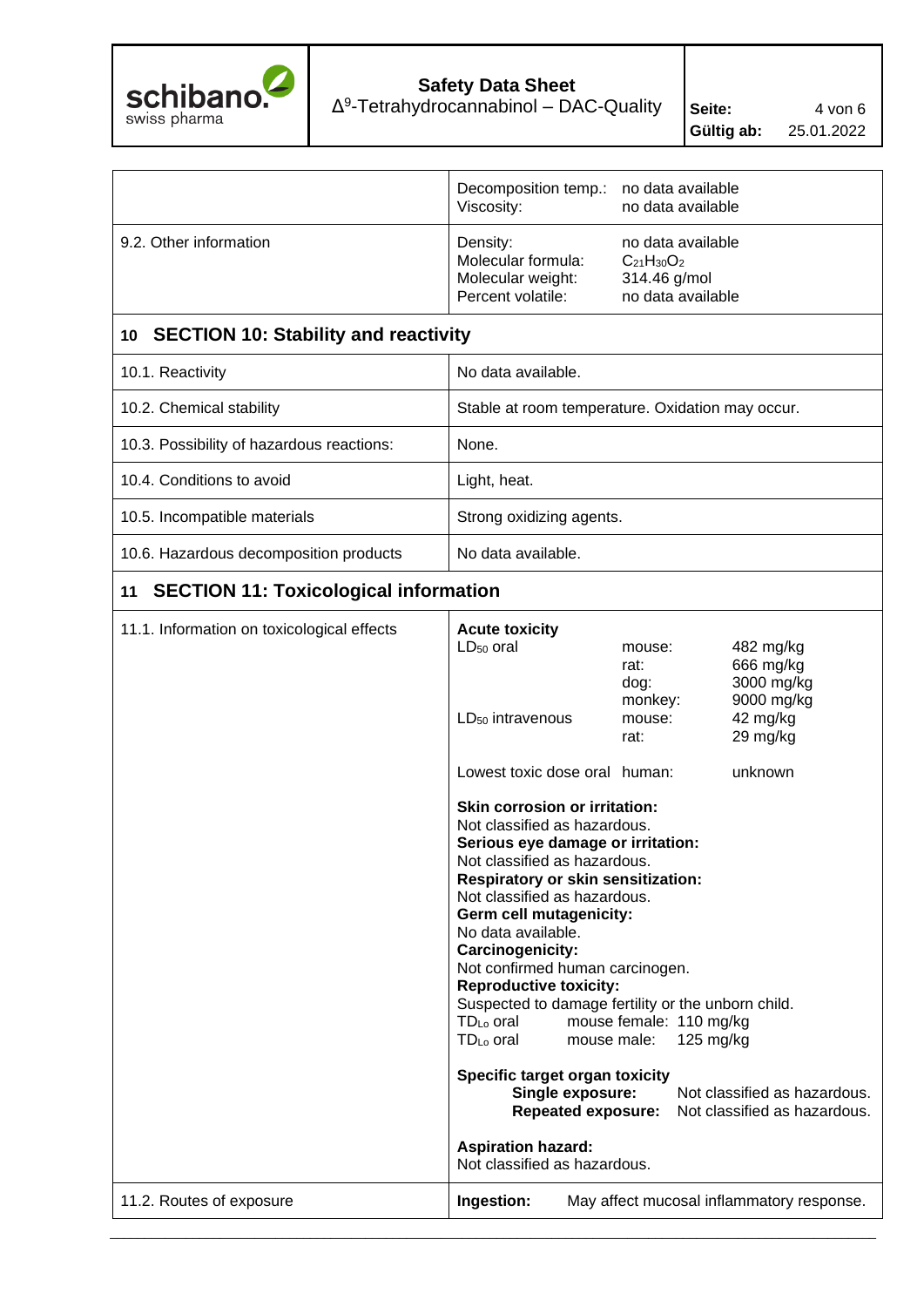| | | |
|---|---|---|
| | Decomposition temp.:<br>Viscosity: | no data available<br>no data available |
| 9.2. Other information | Density:<br>Molecular formula:<br>Molecular weight:<br>Percent volatile: | no data available<br>$C_{21}H_{30}O_2$<br>314.46 g/mol<br>no data available |

## 10 SECTION 10: Stability and reactivity

| | |
|---|---|
| 10.1. Reactivity | No data available. |
| 10.2. Chemical stability | Stable at room temperature. Oxidation may occur. |
| 10.3. Possibility of hazardous reactions: | None. |
| 10.4. Conditions to avoid | Light, heat. |
| 10.5. Incompatible materials | Strong oxidizing agents. |
| 10.6. Hazardous decomposition products | No data available. |

## 11 SECTION 11: Toxicological information

**11.1. Information on toxicological effects**

**Acute toxicity**

| | | |
|---|---|---|
| $LD_{50}$ oral | mouse: | 482 mg/kg |
| | rat: | 666 mg/kg |
| | dog: | 3000 mg/kg |
| | monkey: | 9000 mg/kg |
| $LD_{50}$ intravenous | mouse: | 42 mg/kg |
| | rat: | 29 mg/kg |
| Lowest toxic dose oral | human: | unknown |

**Skin corrosion or irritation:**
Not classified as hazardous.
**Serious eye damage or irritation:**
Not classified as hazardous.
**Respiratory or skin sensitization:**
Not classified as hazardous.
**Germ cell mutagenicity:**
No data available.
**Carcinogenicity:**
Not confirmed human carcinogen.
**Reproductive toxicity:**
Suspected to damage fertility or the unborn child.

| | | |
|---|---|---|
| $TD_{Lo}$ oral | mouse female: | 110 mg/kg |
| $TD_{Lo}$ oral | mouse male: | 125 mg/kg |

**Specific target organ toxicity**

- **Single exposure:** Not classified as hazardous.
- **Repeated exposure:** Not classified as hazardous.

**Aspiration hazard:**
Not classified as hazardous.

| | |
|---|---|
| 11.2. Routes of exposure | **Ingestion:** May affect mucosal inflammatory response. |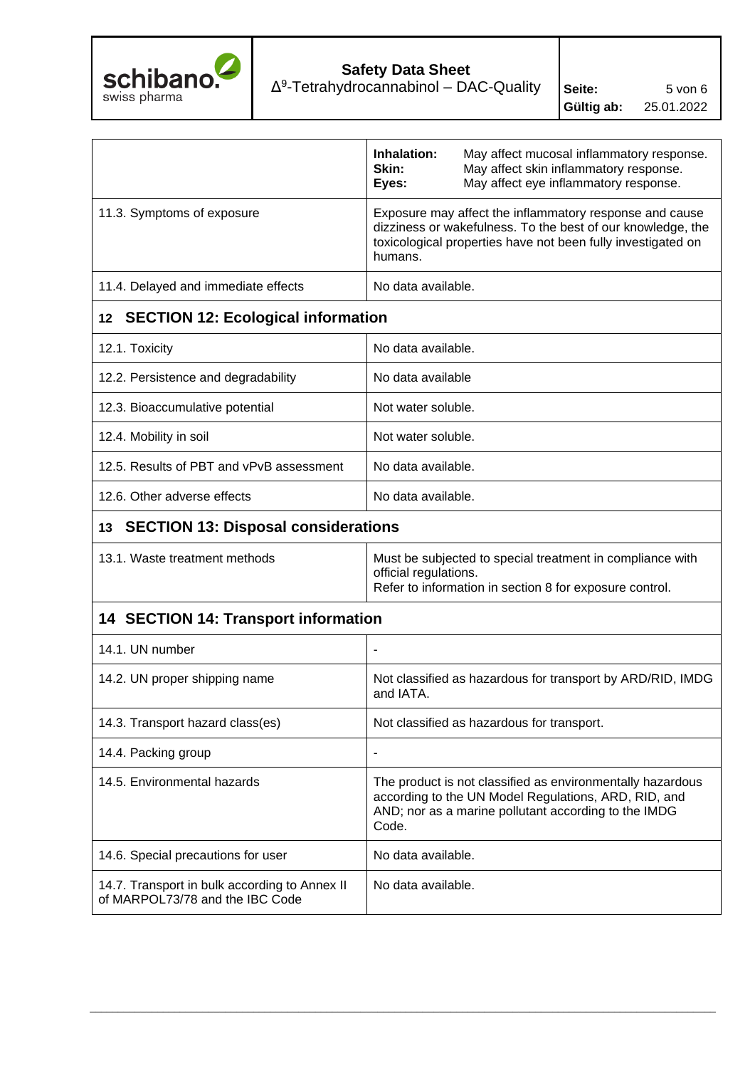| | |
|---|---|
| | **Inhalation:** May affect mucosal inflammatory response.<br>**Skin:** May affect skin inflammatory response.<br>**Eyes:** May affect eye inflammatory response. |
| 11.3. Symptoms of exposure | Exposure may affect the inflammatory response and cause dizziness or wakefulness. To the best of our knowledge, the toxicological properties have not been fully investigated on humans. |
| 11.4. Delayed and immediate effects | No data available. |

## 12 SECTION 12: Ecological information

| | |
|---|---|
| 12.1. Toxicity | No data available. |
| 12.2. Persistence and degradability | No data available |
| 12.3. Bioaccumulative potential | Not water soluble. |
| 12.4. Mobility in soil | Not water soluble. |
| 12.5. Results of PBT and vPvB assessment | No data available. |
| 12.6. Other adverse effects | No data available. |

## 13 SECTION 13: Disposal considerations

| | |
|---|---|
| 13.1. Waste treatment methods | Must be subjected to special treatment in compliance with official regulations.<br>Refer to information in section 8 for exposure control. |

## 14 SECTION 14: Transport information

| | |
|---|---|
| 14.1. UN number | - |
| 14.2. UN proper shipping name | Not classified as hazardous for transport by ARD/RID, IMDG and IATA. |
| 14.3. Transport hazard class(es) | Not classified as hazardous for transport. |
| 14.4. Packing group | - |
| 14.5. Environmental hazards | The product is not classified as environmentally hazardous according to the UN Model Regulations, ARD, RID, and AND; nor as a marine pollutant according to the IMDG Code. |
| 14.6. Special precautions for user | No data available. |
| 14.7. Transport in bulk according to Annex II of MARPOL73/78 and the IBC Code | No data available. |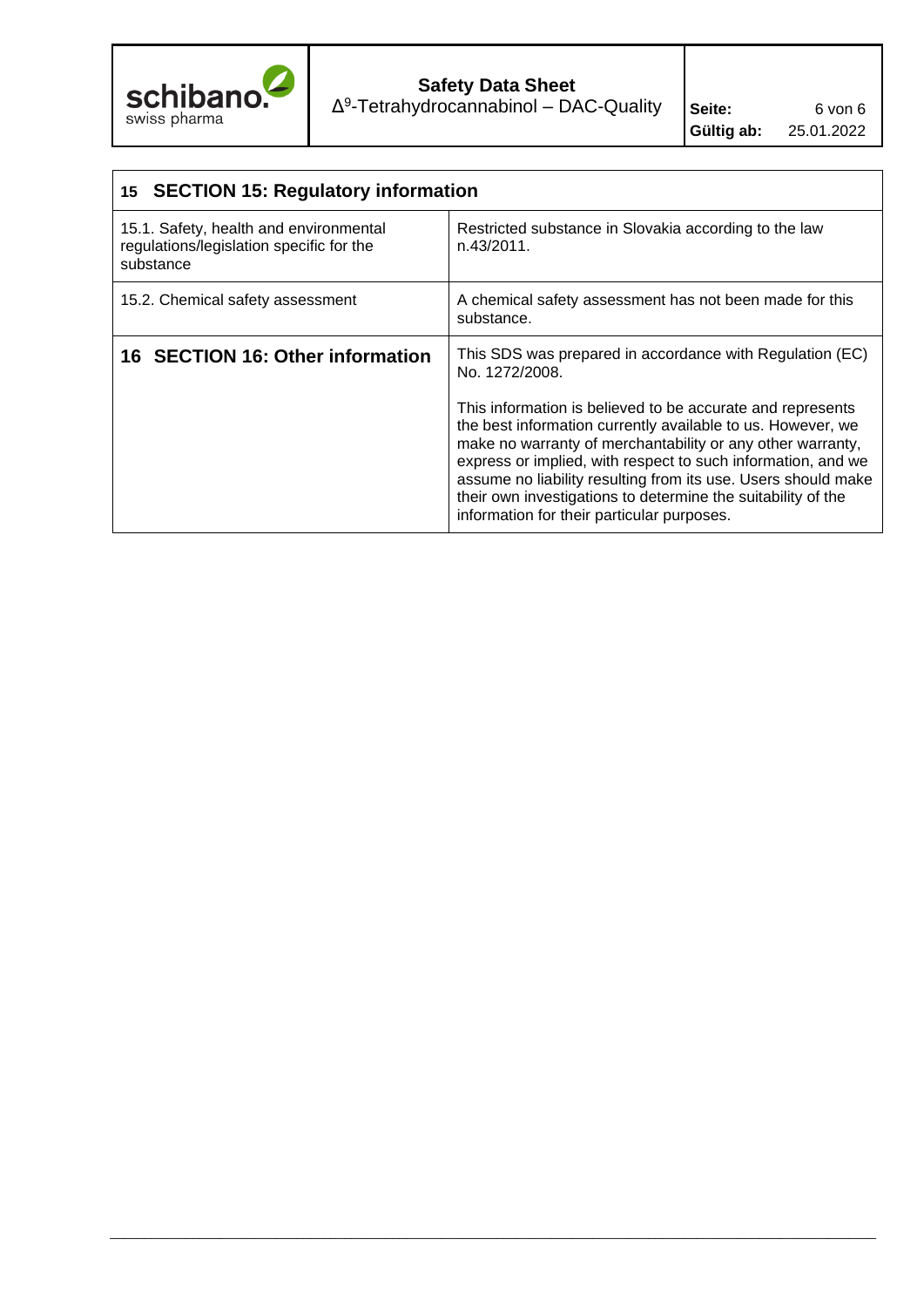## 15 SECTION 15: Regulatory information

| | |
|---|---|
| 15.1. Safety, health and environmental regulations/legislation specific for the substance | Restricted substance in Slovakia according to the law n.43/2011. |
| 15.2. Chemical safety assessment | A chemical safety assessment has not been made for this substance. |

## 16 SECTION 16: Other information

This SDS was prepared in accordance with Regulation (EC) No. 1272/2008.

This information is believed to be accurate and represents the best information currently available to us. However, we make no warranty of merchantability or any other warranty, express or implied, with respect to such information, and we assume no liability resulting from its use. Users should make their own investigations to determine the suitability of the information for their particular purposes.